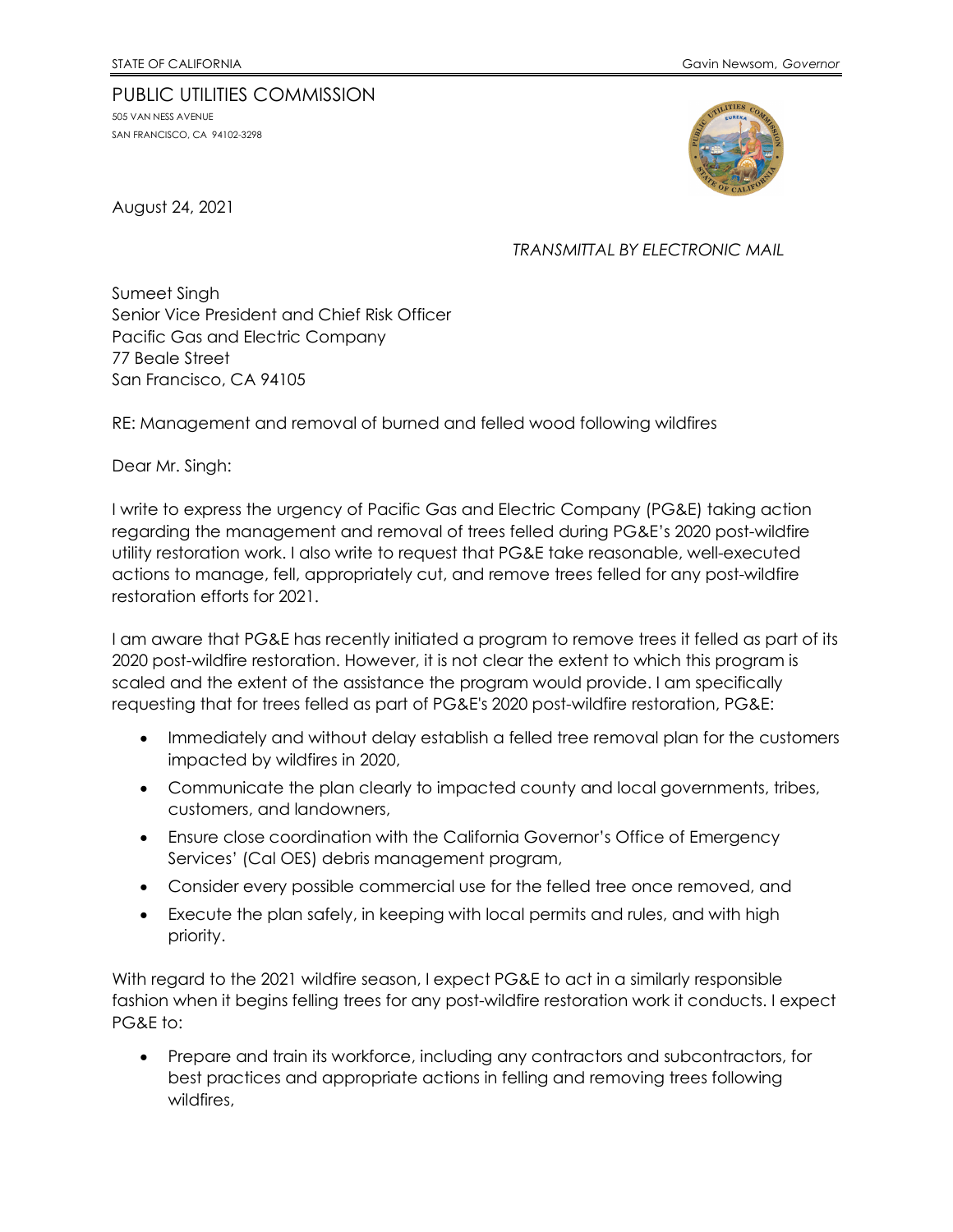STATE OF CALIFORNIA Gavin Newsom, *Governor*

PUBLIC UTILITIES COMMISSION
505 VAN NESS AVENUE
SAN FRANCISCO, CA 94102-3298

August 24, 2021

*TRANSMITTAL BY ELECTRONIC MAIL*

Sumeet Singh
Senior Vice President and Chief Risk Officer
Pacific Gas and Electric Company
77 Beale Street
San Francisco, CA 94105

RE: Management and removal of burned and felled wood following wildfires

Dear Mr. Singh:

I write to express the urgency of Pacific Gas and Electric Company (PG&E) taking action regarding the management and removal of trees felled during PG&E's 2020 post-wildfire utility restoration work. I also write to request that PG&E take reasonable, well-executed actions to manage, fell, appropriately cut, and remove trees felled for any post-wildfire restoration efforts for 2021.

I am aware that PG&E has recently initiated a program to remove trees it felled as part of its 2020 post-wildfire restoration. However, it is not clear the extent to which this program is scaled and the extent of the assistance the program would provide. I am specifically requesting that for trees felled as part of PG&E's 2020 post-wildfire restoration, PG&E:

- Immediately and without delay establish a felled tree removal plan for the customers impacted by wildfires in 2020,
- Communicate the plan clearly to impacted county and local governments, tribes, customers, and landowners,
- Ensure close coordination with the California Governor's Office of Emergency Services' (Cal OES) debris management program,
- Consider every possible commercial use for the felled tree once removed, and
- Execute the plan safely, in keeping with local permits and rules, and with high priority.

With regard to the 2021 wildfire season, I expect PG&E to act in a similarly responsible fashion when it begins felling trees for any post-wildfire restoration work it conducts. I expect PG&E to:

- Prepare and train its workforce, including any contractors and subcontractors, for best practices and appropriate actions in felling and removing trees following wildfires,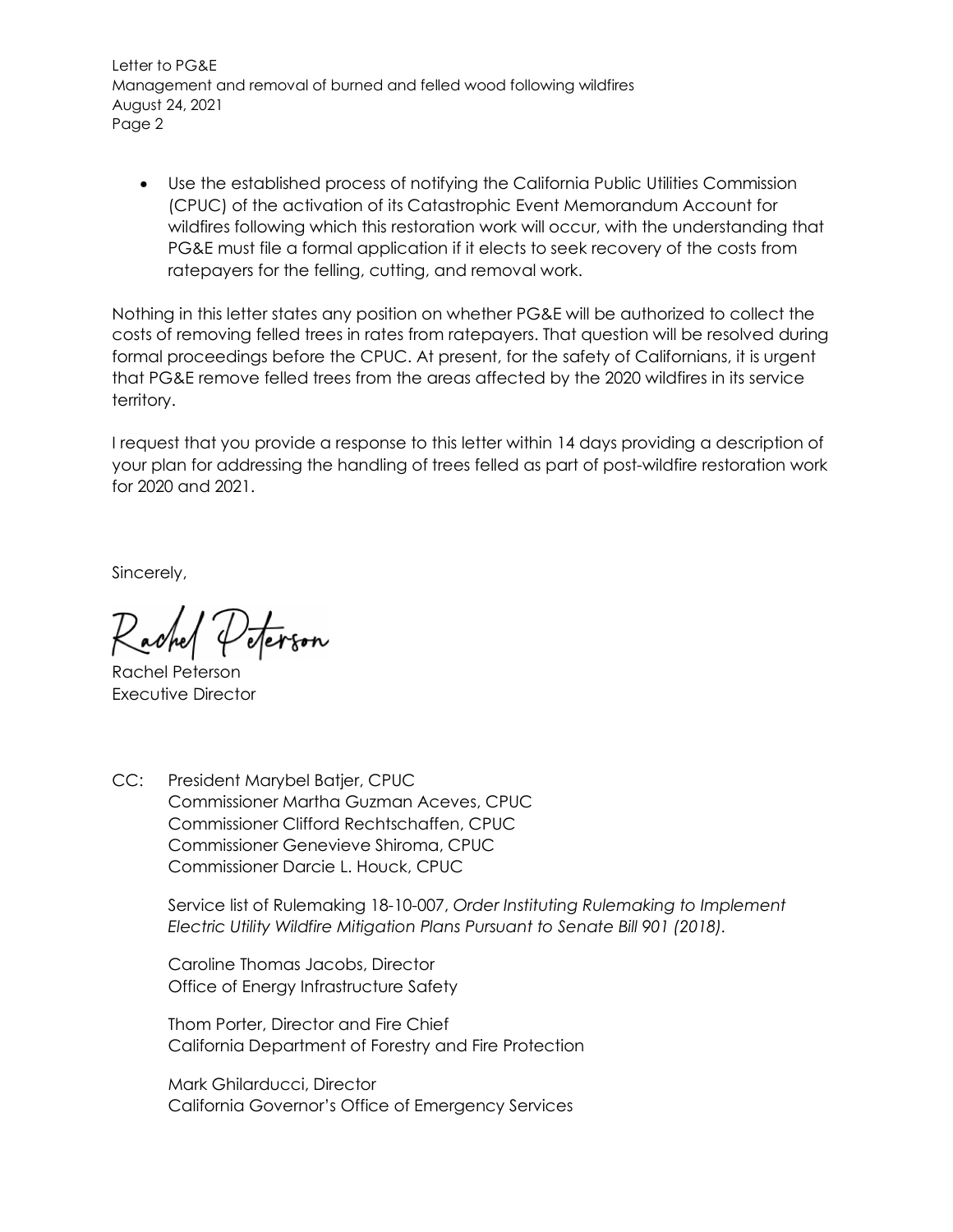- Use the established process of notifying the California Public Utilities Commission (CPUC) of the activation of its Catastrophic Event Memorandum Account for wildfires following which this restoration work will occur, with the understanding that PG&E must file a formal application if it elects to seek recovery of the costs from ratepayers for the felling, cutting, and removal work.

Nothing in this letter states any position on whether PG&E will be authorized to collect the costs of removing felled trees in rates from ratepayers. That question will be resolved during formal proceedings before the CPUC. At present, for the safety of Californians, it is urgent that PG&E remove felled trees from the areas affected by the 2020 wildfires in its service territory.

I request that you provide a response to this letter within 14 days providing a description of your plan for addressing the handling of trees felled as part of post-wildfire restoration work for 2020 and 2021.

Sincerely,

Rachel Peterson

Rachel Peterson
Executive Director

CC: President Marybel Batjer, CPUC
Commissioner Martha Guzman Aceves, CPUC
Commissioner Clifford Rechtschaffen, CPUC
Commissioner Genevieve Shiroma, CPUC
Commissioner Darcie L. Houck, CPUC

Service list of Rulemaking 18-10-007, *Order Instituting Rulemaking to Implement Electric Utility Wildfire Mitigation Plans Pursuant to Senate Bill 901 (2018).*

Caroline Thomas Jacobs, Director
Office of Energy Infrastructure Safety

Thom Porter, Director and Fire Chief
California Department of Forestry and Fire Protection

Mark Ghilarducci, Director
California Governor's Office of Emergency Services